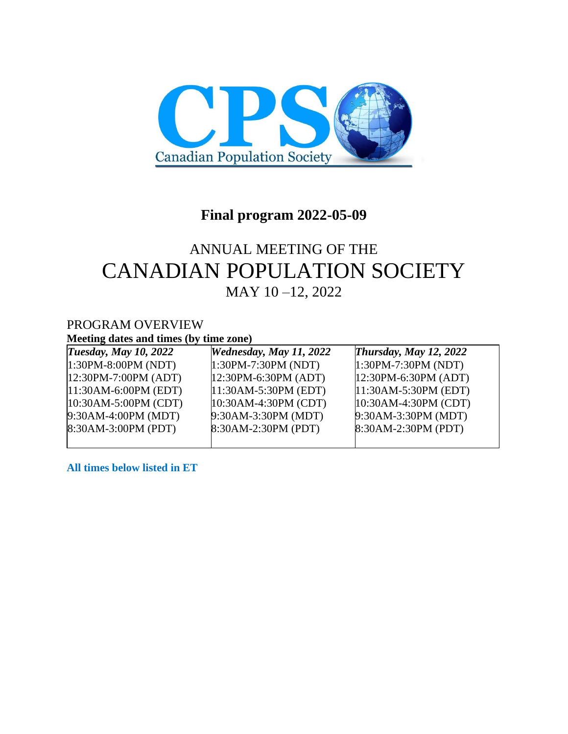# Final program 2022-05-09

## ANNUAL MEETING OF THE CANADIAN POPULATION SOCIETY

MAY 10 –12, 2022

### PROGRAM OVERVIEW

**Meeting dates and times (by time zone)**

| *Tuesday, May 10, 2022* | *Wednesday, May 11, 2022* | *Thursday, May 12, 2022* |
|---|---|---|
| 1:30PM-8:00PM (NDT) | 1:30PM-7:30PM (NDT) | 1:30PM-7:30PM (NDT) |
| 12:30PM-7:00PM (ADT) | 12:30PM-6:30PM (ADT) | 12:30PM-6:30PM (ADT) |
| 11:30AM-6:00PM (EDT) | 11:30AM-5:30PM (EDT) | 11:30AM-5:30PM (EDT) |
| 10:30AM-5:00PM (CDT) | 10:30AM-4:30PM (CDT) | 10:30AM-4:30PM (CDT) |
| 9:30AM-4:00PM (MDT) | 9:30AM-3:30PM (MDT) | 9:30AM-3:30PM (MDT) |
| 8:30AM-3:00PM (PDT) | 8:30AM-2:30PM (PDT) | 8:30AM-2:30PM (PDT) |

**All times below listed in ET**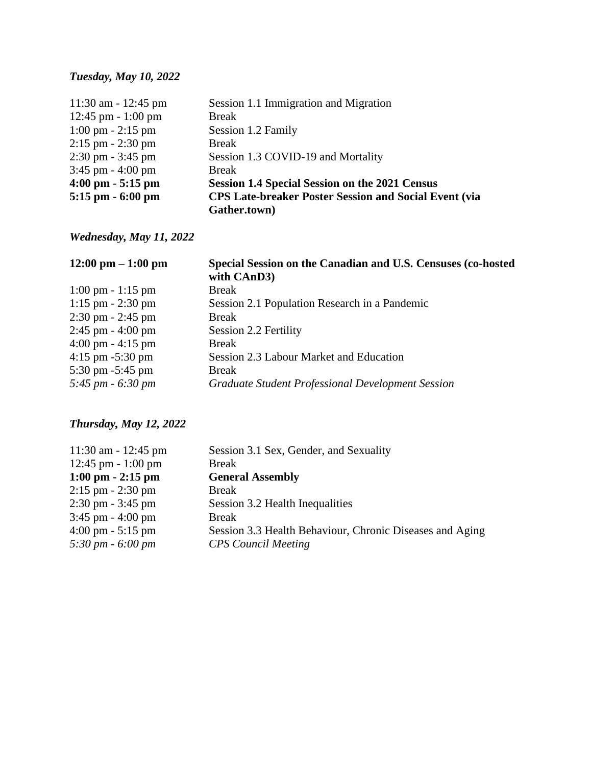*Tuesday, May 10, 2022*

| | |
|---|---|
| 11:30 am - 12:45 pm | Session 1.1 Immigration and Migration |
| 12:45 pm - 1:00 pm | Break |
| 1:00 pm - 2:15 pm | Session 1.2 Family |
| 2:15 pm - 2:30 pm | Break |
| 2:30 pm - 3:45 pm | Session 1.3 COVID-19 and Mortality |
| 3:45 pm - 4:00 pm | Break |
| **4:00 pm - 5:15 pm** | **Session 1.4 Special Session on the 2021 Census** |
| **5:15 pm - 6:00 pm** | **CPS Late-breaker Poster Session and Social Event (via Gather.town)** |

*Wednesday, May 11, 2022*

| | |
|---|---|
| **12:00 pm – 1:00 pm** | **Special Session on the Canadian and U.S. Censuses (co-hosted with CAnD3)** |
| 1:00 pm - 1:15 pm | Break |
| 1:15 pm - 2:30 pm | Session 2.1 Population Research in a Pandemic |
| 2:30 pm - 2:45 pm | Break |
| 2:45 pm - 4:00 pm | Session 2.2 Fertility |
| 4:00 pm - 4:15 pm | Break |
| 4:15 pm -5:30 pm | Session 2.3 Labour Market and Education |
| 5:30 pm -5:45 pm | Break |
| *5:45 pm - 6:30 pm* | *Graduate Student Professional Development Session* |

*Thursday, May 12, 2022*

| | |
|---|---|
| 11:30 am - 12:45 pm | Session 3.1 Sex, Gender, and Sexuality |
| 12:45 pm - 1:00 pm | Break |
| **1:00 pm - 2:15 pm** | **General Assembly** |
| 2:15 pm - 2:30 pm | Break |
| 2:30 pm - 3:45 pm | Session 3.2 Health Inequalities |
| 3:45 pm - 4:00 pm | Break |
| 4:00 pm - 5:15 pm | Session 3.3 Health Behaviour, Chronic Diseases and Aging |
| *5:30 pm - 6:00 pm* | *CPS Council Meeting* |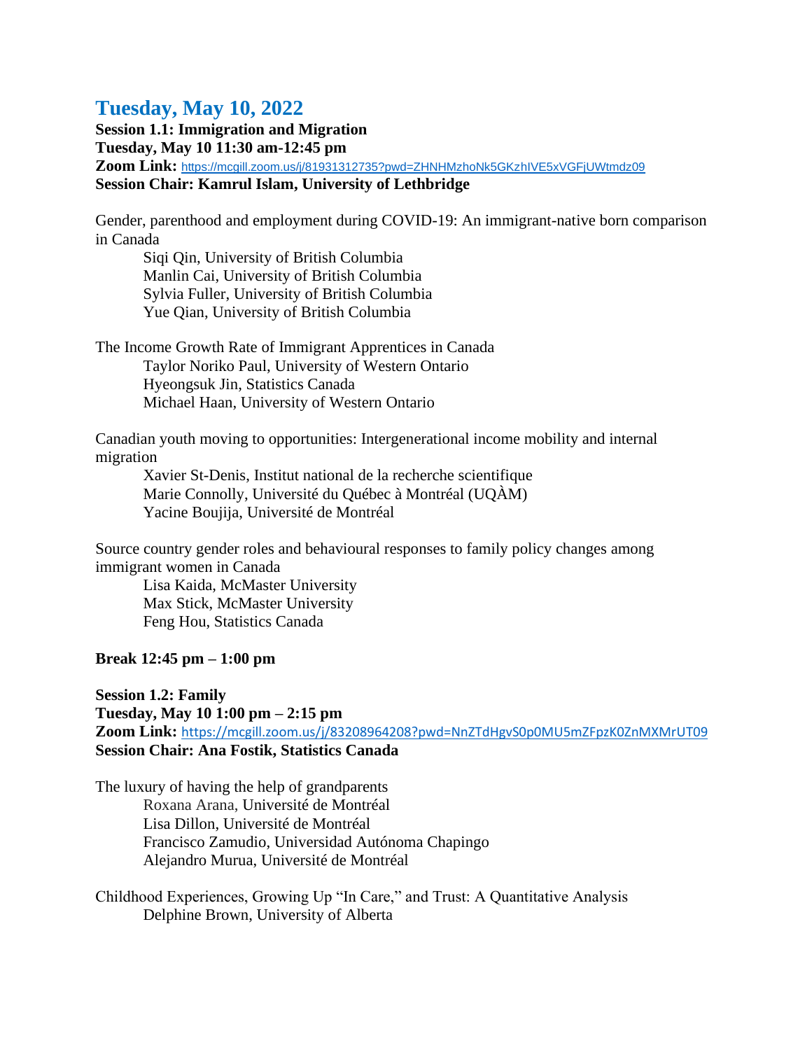# Tuesday, May 10, 2022

**Session 1.1: Immigration and Migration**
**Tuesday, May 10 11:30 am-12:45 pm**
**Zoom Link:** https://mcgill.zoom.us/j/81931312735?pwd=ZHNHMzhoNk5GKzhIVE5xVGFjUWtmdz09
**Session Chair: Kamrul Islam, University of Lethbridge**

Gender, parenthood and employment during COVID-19: An immigrant-native born comparison in Canada

Siqi Qin, University of British Columbia
Manlin Cai, University of British Columbia
Sylvia Fuller, University of British Columbia
Yue Qian, University of British Columbia

The Income Growth Rate of Immigrant Apprentices in Canada

Taylor Noriko Paul, University of Western Ontario
Hyeongsuk Jin, Statistics Canada
Michael Haan, University of Western Ontario

Canadian youth moving to opportunities: Intergenerational income mobility and internal migration

Xavier St-Denis, Institut national de la recherche scientifique
Marie Connolly, Université du Québec à Montréal (UQÀM)
Yacine Boujija, Université de Montréal

Source country gender roles and behavioural responses to family policy changes among immigrant women in Canada

Lisa Kaida, McMaster University
Max Stick, McMaster University
Feng Hou, Statistics Canada

**Break 12:45 pm – 1:00 pm**

**Session 1.2: Family**
**Tuesday, May 10 1:00 pm – 2:15 pm**
**Zoom Link:** https://mcgill.zoom.us/j/83208964208?pwd=NnZTdHgvS0p0MU5mZFpzK0ZnMXMrUT09
**Session Chair: Ana Fostik, Statistics Canada**

The luxury of having the help of grandparents

Roxana Arana, Université de Montréal
Lisa Dillon, Université de Montréal
Francisco Zamudio, Universidad Autónoma Chapingo
Alejandro Murua, Université de Montréal

Childhood Experiences, Growing Up "In Care," and Trust: A Quantitative Analysis

Delphine Brown, University of Alberta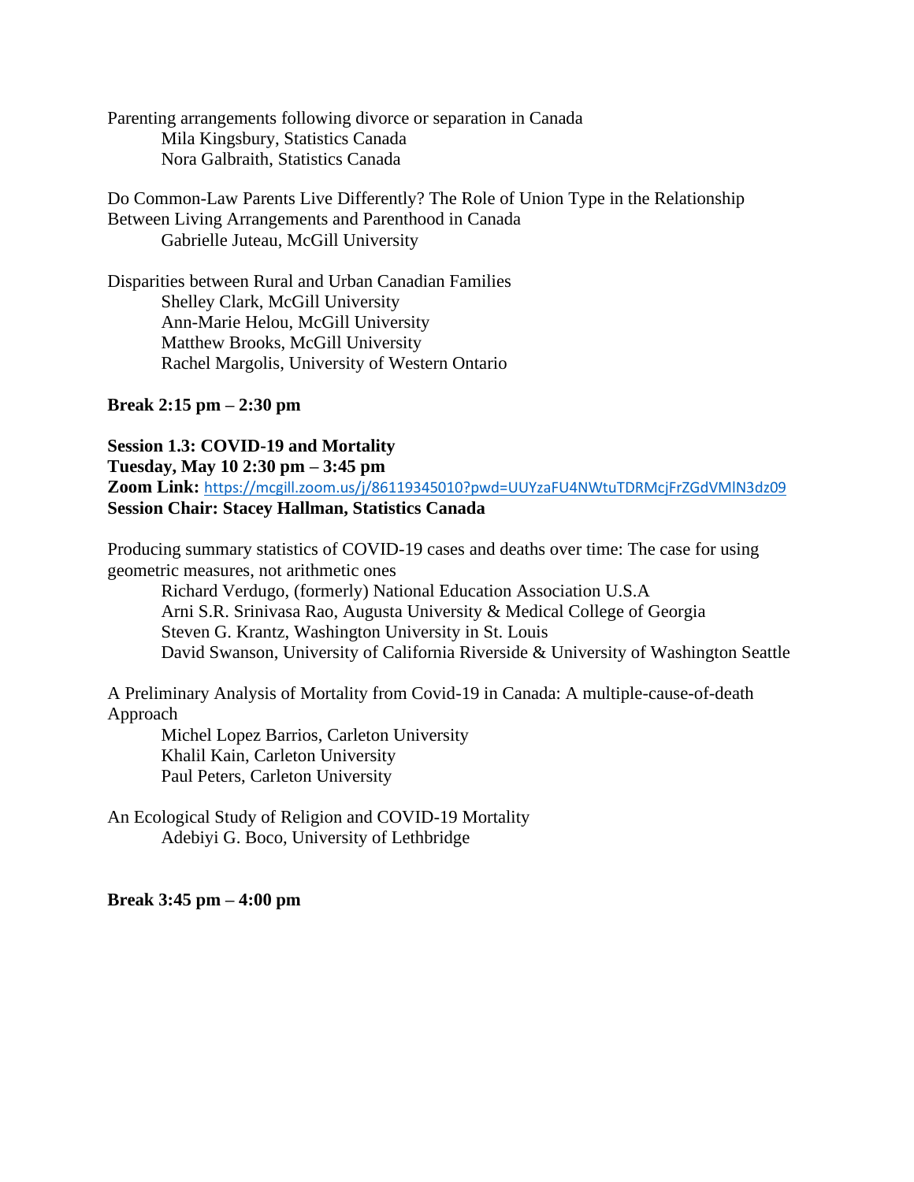Parenting arrangements following divorce or separation in Canada
Mila Kingsbury, Statistics Canada
Nora Galbraith, Statistics Canada

Do Common-Law Parents Live Differently? The Role of Union Type in the Relationship Between Living Arrangements and Parenthood in Canada
Gabrielle Juteau, McGill University

Disparities between Rural and Urban Canadian Families
Shelley Clark, McGill University
Ann-Marie Helou, McGill University
Matthew Brooks, McGill University
Rachel Margolis, University of Western Ontario

**Break 2:15 pm – 2:30 pm**

**Session 1.3: COVID-19 and Mortality**
**Tuesday, May 10 2:30 pm – 3:45 pm**
**Zoom Link:** https://mcgill.zoom.us/j/86119345010?pwd=UUYzaFU4NWtuTDRMcjFrZGdVMlN3dz09
**Session Chair: Stacey Hallman, Statistics Canada**

Producing summary statistics of COVID-19 cases and deaths over time: The case for using geometric measures, not arithmetic ones
Richard Verdugo, (formerly) National Education Association U.S.A
Arni S.R. Srinivasa Rao, Augusta University & Medical College of Georgia
Steven G. Krantz, Washington University in St. Louis
David Swanson, University of California Riverside & University of Washington Seattle

A Preliminary Analysis of Mortality from Covid-19 in Canada: A multiple-cause-of-death Approach
Michel Lopez Barrios, Carleton University
Khalil Kain, Carleton University
Paul Peters, Carleton University

An Ecological Study of Religion and COVID-19 Mortality
Adebiyi G. Boco, University of Lethbridge

**Break 3:45 pm – 4:00 pm**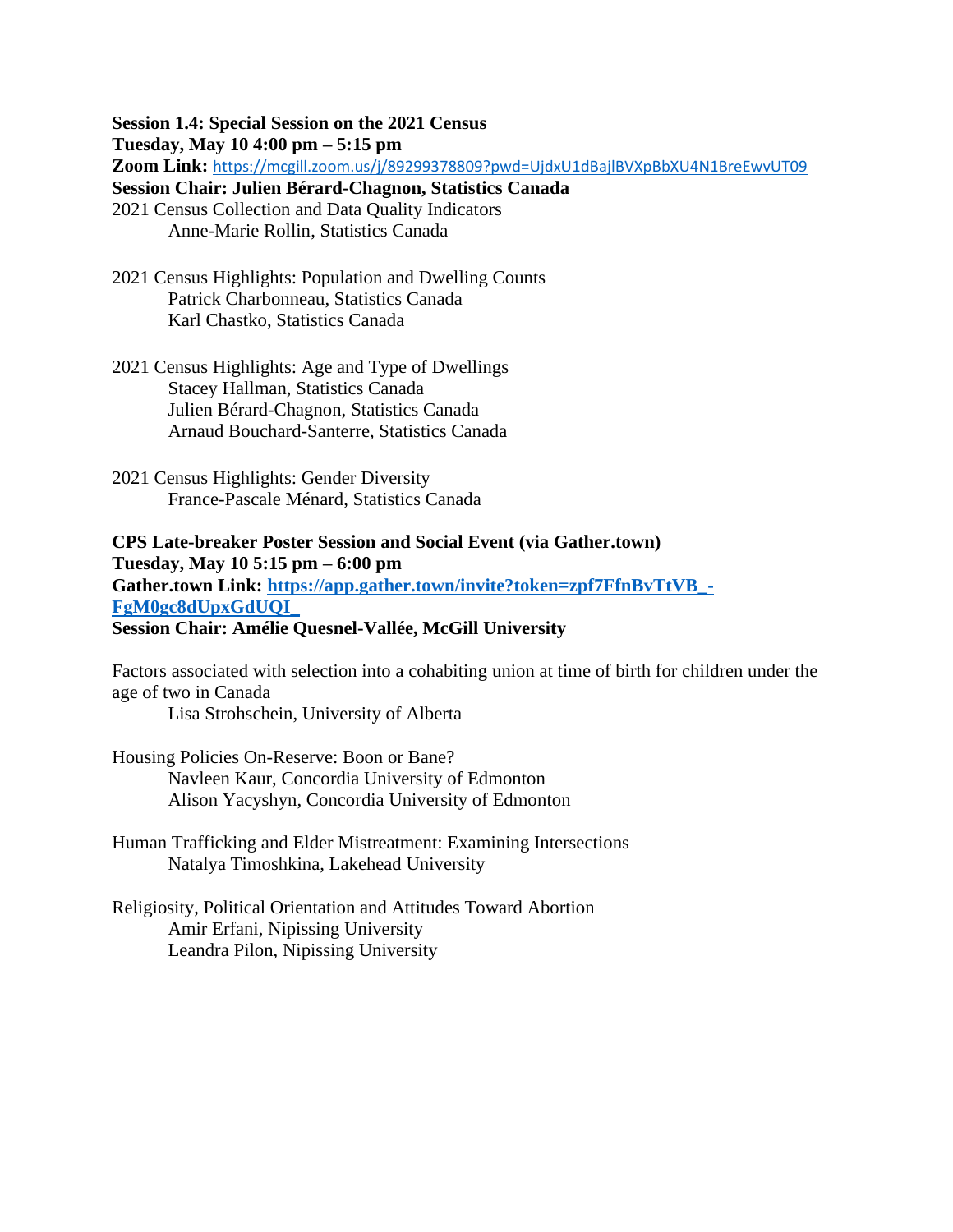**Session 1.4: Special Session on the 2021 Census**
**Tuesday, May 10 4:00 pm – 5:15 pm**
**Zoom Link:** https://mcgill.zoom.us/j/89299378809?pwd=UjdxU1dBajlBVXpBbXU4N1BreEwvUT09
**Session Chair: Julien Bérard-Chagnon, Statistics Canada**

2021 Census Collection and Data Quality Indicators
    Anne-Marie Rollin, Statistics Canada

2021 Census Highlights: Population and Dwelling Counts
    Patrick Charbonneau, Statistics Canada
    Karl Chastko, Statistics Canada

2021 Census Highlights: Age and Type of Dwellings
    Stacey Hallman, Statistics Canada
    Julien Bérard-Chagnon, Statistics Canada
    Arnaud Bouchard-Santerre, Statistics Canada

2021 Census Highlights: Gender Diversity
    France-Pascale Ménard, Statistics Canada

**CPS Late-breaker Poster Session and Social Event (via Gather.town)**
**Tuesday, May 10 5:15 pm – 6:00 pm**
**Gather.town Link: https://app.gather.town/invite?token=zpf7FfnBvTtVB_-FgM0gc8dUpxGdUQI_**
**Session Chair: Amélie Quesnel-Vallée, McGill University**

Factors associated with selection into a cohabiting union at time of birth for children under the age of two in Canada
    Lisa Strohschein, University of Alberta

Housing Policies On-Reserve: Boon or Bane?
    Navleen Kaur, Concordia University of Edmonton
    Alison Yacyshyn, Concordia University of Edmonton

Human Trafficking and Elder Mistreatment: Examining Intersections
    Natalya Timoshkina, Lakehead University

Religiosity, Political Orientation and Attitudes Toward Abortion
    Amir Erfani, Nipissing University
    Leandra Pilon, Nipissing University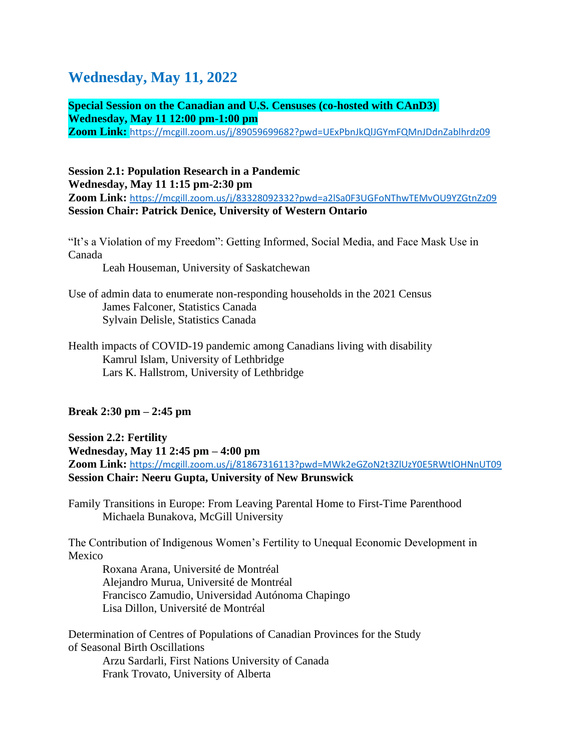# Wednesday, May 11, 2022

**Special Session on the Canadian and U.S. Censuses (co-hosted with CAnD3)**
**Wednesday, May 11 12:00 pm-1:00 pm**
**Zoom Link:** https://mcgill.zoom.us/j/89059699682?pwd=UExPbnJkQlJGYmFQMnJDdnZablhrdz09

**Session 2.1: Population Research in a Pandemic**
**Wednesday, May 11 1:15 pm-2:30 pm**
**Zoom Link:** https://mcgill.zoom.us/j/83328092332?pwd=a2lSa0F3UGFoNThwTEMvOU9YZGtnZz09
**Session Chair: Patrick Denice, University of Western Ontario**

"It's a Violation of my Freedom": Getting Informed, Social Media, and Face Mask Use in Canada
Leah Houseman, University of Saskatchewan

Use of admin data to enumerate non-responding households in the 2021 Census
James Falconer, Statistics Canada
Sylvain Delisle, Statistics Canada

Health impacts of COVID-19 pandemic among Canadians living with disability
Kamrul Islam, University of Lethbridge
Lars K. Hallstrom, University of Lethbridge

**Break 2:30 pm – 2:45 pm**

**Session 2.2: Fertility**
**Wednesday, May 11 2:45 pm – 4:00 pm**
**Zoom Link:** https://mcgill.zoom.us/j/81867316113?pwd=MWk2eGZoN2t3ZlUzY0E5RWtlOHNnUT09
**Session Chair: Neeru Gupta, University of New Brunswick**

Family Transitions in Europe: From Leaving Parental Home to First-Time Parenthood
Michaela Bunakova, McGill University

The Contribution of Indigenous Women's Fertility to Unequal Economic Development in Mexico
Roxana Arana, Université de Montréal
Alejandro Murua, Université de Montréal
Francisco Zamudio, Universidad Autónoma Chapingo
Lisa Dillon, Université de Montréal

Determination of Centres of Populations of Canadian Provinces for the Study of Seasonal Birth Oscillations
Arzu Sardarli, First Nations University of Canada
Frank Trovato, University of Alberta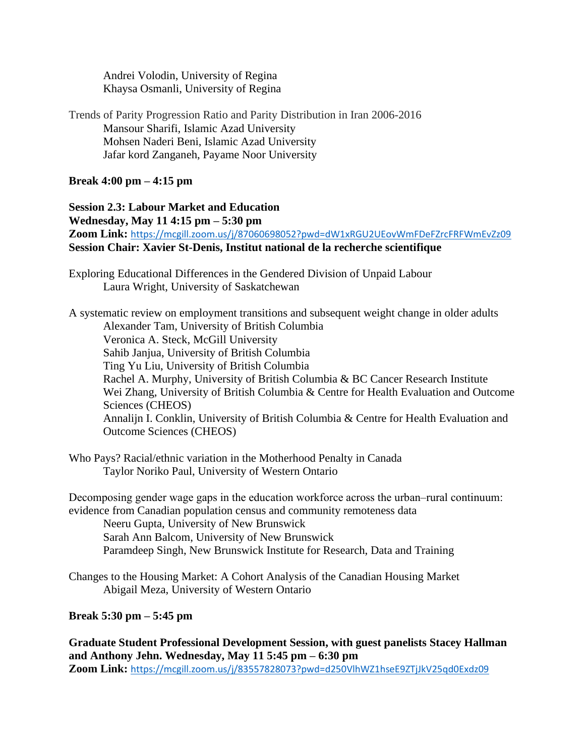Andrei Volodin, University of Regina
Khaysa Osmanli, University of Regina

Trends of Parity Progression Ratio and Parity Distribution in Iran 2006-2016
Mansour Sharifi, Islamic Azad University
Mohsen Naderi Beni, Islamic Azad University
Jafar kord Zanganeh, Payame Noor University

**Break 4:00 pm – 4:15 pm**

**Session 2.3: Labour Market and Education**
**Wednesday, May 11 4:15 pm – 5:30 pm**
**Zoom Link:** https://mcgill.zoom.us/j/87060698052?pwd=dW1xRGU2UEovWmFDeFZrcFRFWmEvZz09
**Session Chair: Xavier St-Denis, Institut national de la recherche scientifique**

Exploring Educational Differences in the Gendered Division of Unpaid Labour
Laura Wright, University of Saskatchewan

A systematic review on employment transitions and subsequent weight change in older adults
Alexander Tam, University of British Columbia
Veronica A. Steck, McGill University
Sahib Janjua, University of British Columbia
Ting Yu Liu, University of British Columbia
Rachel A. Murphy, University of British Columbia & BC Cancer Research Institute
Wei Zhang, University of British Columbia & Centre for Health Evaluation and Outcome Sciences (CHEOS)
Annalijn I. Conklin, University of British Columbia & Centre for Health Evaluation and Outcome Sciences (CHEOS)

Who Pays? Racial/ethnic variation in the Motherhood Penalty in Canada
Taylor Noriko Paul, University of Western Ontario

Decomposing gender wage gaps in the education workforce across the urban–rural continuum: evidence from Canadian population census and community remoteness data
Neeru Gupta, University of New Brunswick
Sarah Ann Balcom, University of New Brunswick
Paramdeep Singh, New Brunswick Institute for Research, Data and Training

Changes to the Housing Market: A Cohort Analysis of the Canadian Housing Market
Abigail Meza, University of Western Ontario

**Break 5:30 pm – 5:45 pm**

**Graduate Student Professional Development Session, with guest panelists Stacey Hallman and Anthony Jehn. Wednesday, May 11 5:45 pm – 6:30 pm**
**Zoom Link:** https://mcgill.zoom.us/j/83557828073?pwd=d250VlhWZ1hseE9ZTjJkV25qd0Exdz09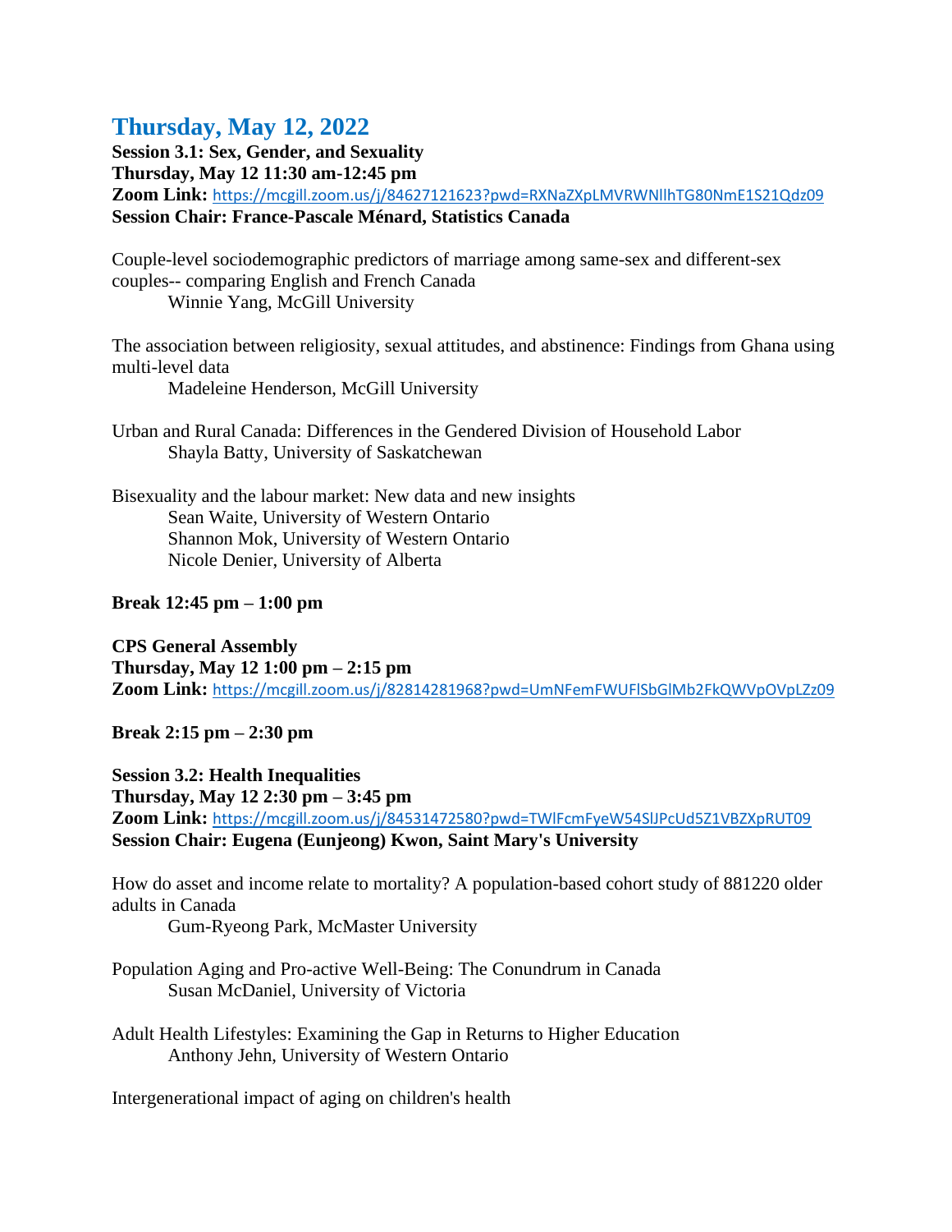## Thursday, May 12, 2022

**Session 3.1: Sex, Gender, and Sexuality**
**Thursday, May 12 11:30 am-12:45 pm**
**Zoom Link:** https://mcgill.zoom.us/j/84627121623?pwd=RXNaZXpLMVRWNllhTG80NmE1S21Qdz09
**Session Chair: France-Pascale Ménard, Statistics Canada**

Couple-level sociodemographic predictors of marriage among same-sex and different-sex couples-- comparing English and French Canada
Winnie Yang, McGill University

The association between religiosity, sexual attitudes, and abstinence: Findings from Ghana using multi-level data
Madeleine Henderson, McGill University

Urban and Rural Canada: Differences in the Gendered Division of Household Labor
Shayla Batty, University of Saskatchewan

Bisexuality and the labour market: New data and new insights
Sean Waite, University of Western Ontario
Shannon Mok, University of Western Ontario
Nicole Denier, University of Alberta

**Break 12:45 pm – 1:00 pm**

**CPS General Assembly**
**Thursday, May 12 1:00 pm – 2:15 pm**
**Zoom Link:** https://mcgill.zoom.us/j/82814281968?pwd=UmNFemFWUFlSbGlMb2FkQWVpOVpLZz09

**Break 2:15 pm – 2:30 pm**

**Session 3.2: Health Inequalities**
**Thursday, May 12 2:30 pm – 3:45 pm**
**Zoom Link:** https://mcgill.zoom.us/j/84531472580?pwd=TWlFcmFyeW54SlJPcUd5Z1VBZXpRUT09
**Session Chair: Eugena (Eunjeong) Kwon, Saint Mary's University**

How do asset and income relate to mortality? A population-based cohort study of 881220 older adults in Canada
Gum-Ryeong Park, McMaster University

Population Aging and Pro-active Well-Being: The Conundrum in Canada
Susan McDaniel, University of Victoria

Adult Health Lifestyles: Examining the Gap in Returns to Higher Education
Anthony Jehn, University of Western Ontario

Intergenerational impact of aging on children's health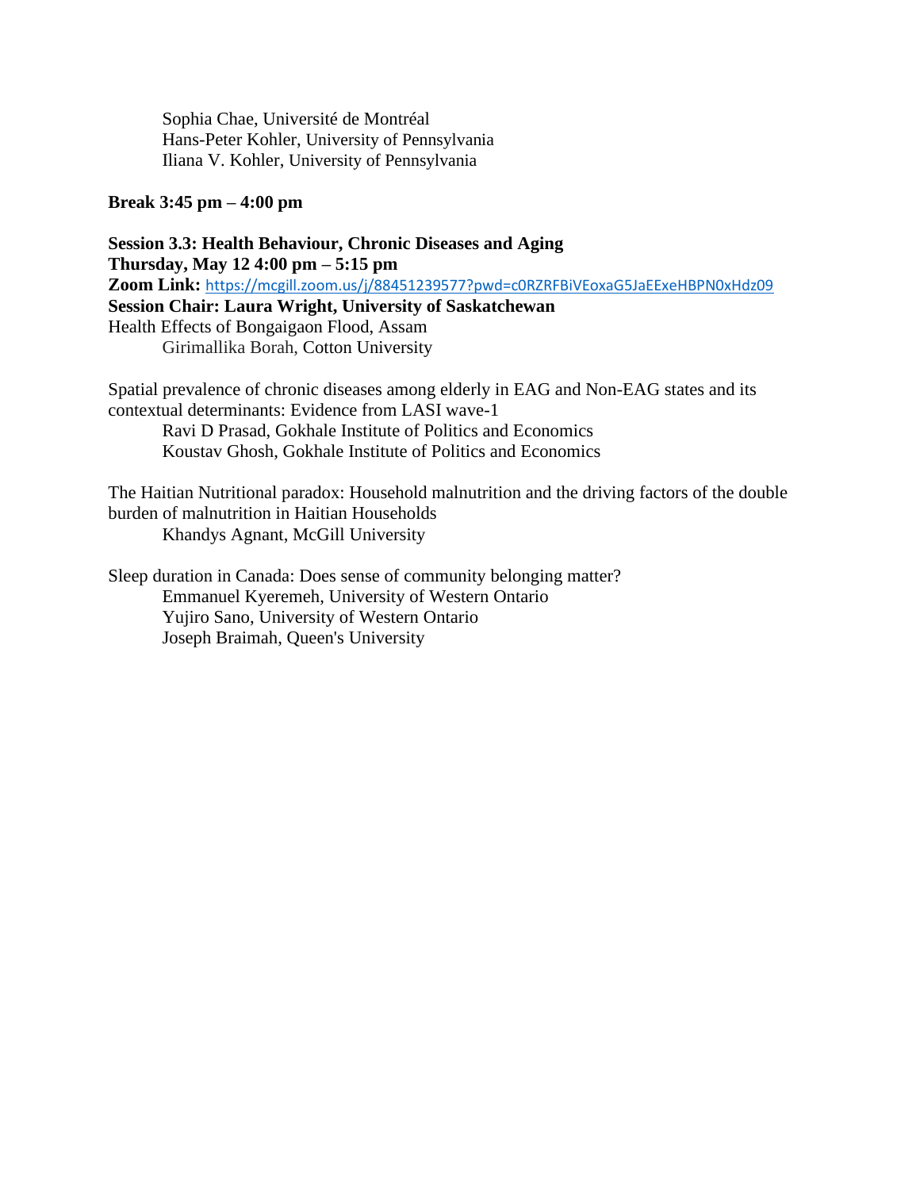Sophia Chae, Université de Montréal
Hans-Peter Kohler, University of Pennsylvania
Iliana V. Kohler, University of Pennsylvania

**Break 3:45 pm – 4:00 pm**

**Session 3.3: Health Behaviour, Chronic Diseases and Aging**
**Thursday, May 12 4:00 pm – 5:15 pm**
**Zoom Link:** https://mcgill.zoom.us/j/88451239577?pwd=c0RZRFBiVEoxaG5JaEExeHBPN0xHdz09
**Session Chair: Laura Wright, University of Saskatchewan**

Health Effects of Bongaigaon Flood, Assam
Girimallika Borah, Cotton University

Spatial prevalence of chronic diseases among elderly in EAG and Non-EAG states and its contextual determinants: Evidence from LASI wave-1
Ravi D Prasad, Gokhale Institute of Politics and Economics
Koustav Ghosh, Gokhale Institute of Politics and Economics

The Haitian Nutritional paradox: Household malnutrition and the driving factors of the double burden of malnutrition in Haitian Households
Khandys Agnant, McGill University

Sleep duration in Canada: Does sense of community belonging matter?
Emmanuel Kyeremeh, University of Western Ontario
Yujiro Sano, University of Western Ontario
Joseph Braimah, Queen's University